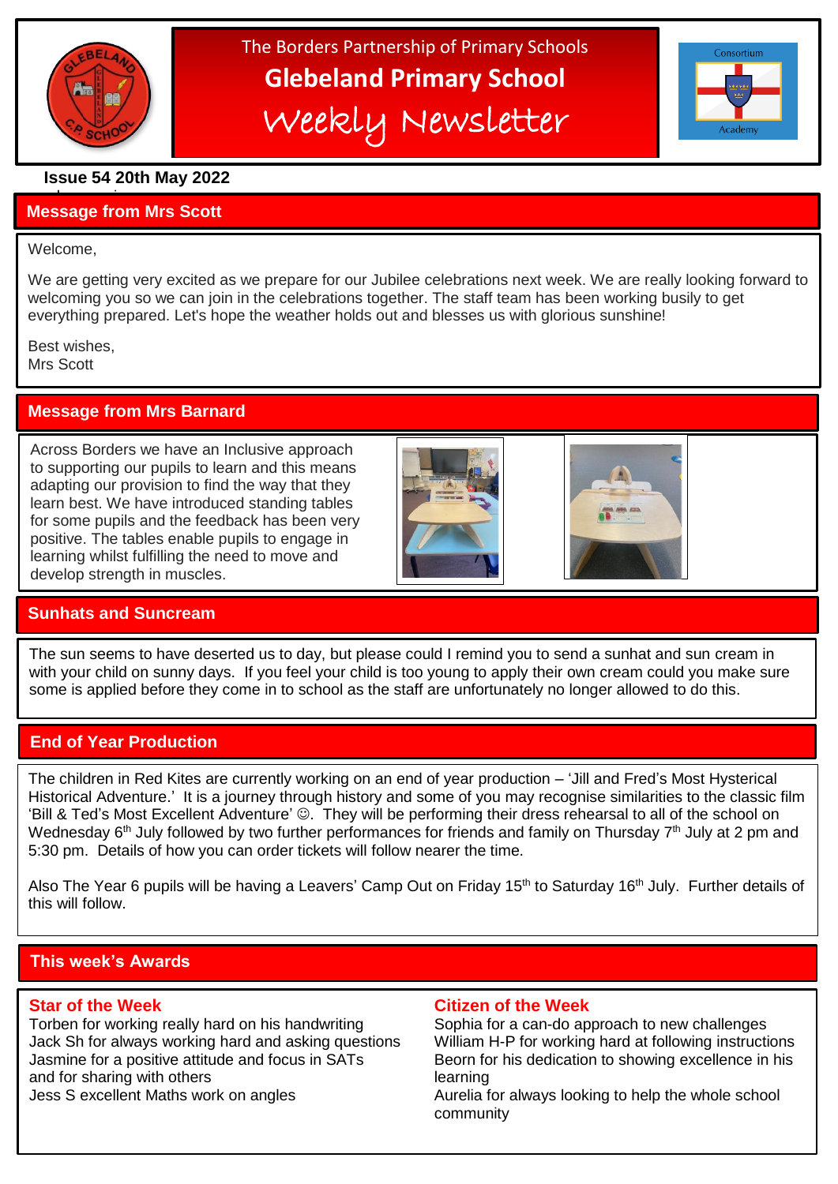The Borders Partnership of Primary Schools

# Glebeland Primary School

## Weekly Newsletter

Consortium Academy

**Issue 54 20th May 2022**

## Message from Mrs Scott

Welcome,

We are getting very excited as we prepare for our Jubilee celebrations next week. We are really looking forward to welcoming you so we can join in the celebrations together. The staff team has been working busily to get everything prepared. Let's hope the weather holds out and blesses us with glorious sunshine!

Best wishes,
Mrs Scott

## Message from Mrs Barnard

Across Borders we have an Inclusive approach to supporting our pupils to learn and this means adapting our provision to find the way that they learn best. We have introduced standing tables for some pupils and the feedback has been very positive. The tables enable pupils to engage in learning whilst fulfilling the need to move and develop strength in muscles.

## Sunhats and Suncream

The sun seems to have deserted us to day, but please could I remind you to send a sunhat and sun cream in with your child on sunny days. If you feel your child is too young to apply their own cream could you make sure some is applied before they come in to school as the staff are unfortunately no longer allowed to do this.

## End of Year Production

The children in Red Kites are currently working on an end of year production – 'Jill and Fred's Most Hysterical Historical Adventure.' It is a journey through history and some of you may recognise similarities to the classic film 'Bill & Ted's Most Excellent Adventure' ☺. They will be performing their dress rehearsal to all of the school on Wednesday 6th July followed by two further performances for friends and family on Thursday 7th July at 2 pm and 5:30 pm. Details of how you can order tickets will follow nearer the time.

Also The Year 6 pupils will be having a Leavers' Camp Out on Friday 15th to Saturday 16th July. Further details of this will follow.

## This week's Awards

### Star of the Week

Torben for working really hard on his handwriting
Jack Sh for always working hard and asking questions
Jasmine for a positive attitude and focus in SATs and for sharing with others
Jess S excellent Maths work on angles

### Citizen of the Week

Sophia for a can-do approach to new challenges
William H-P for working hard at following instructions
Beorn for his dedication to showing excellence in his learning
Aurelia for always looking to help the whole school community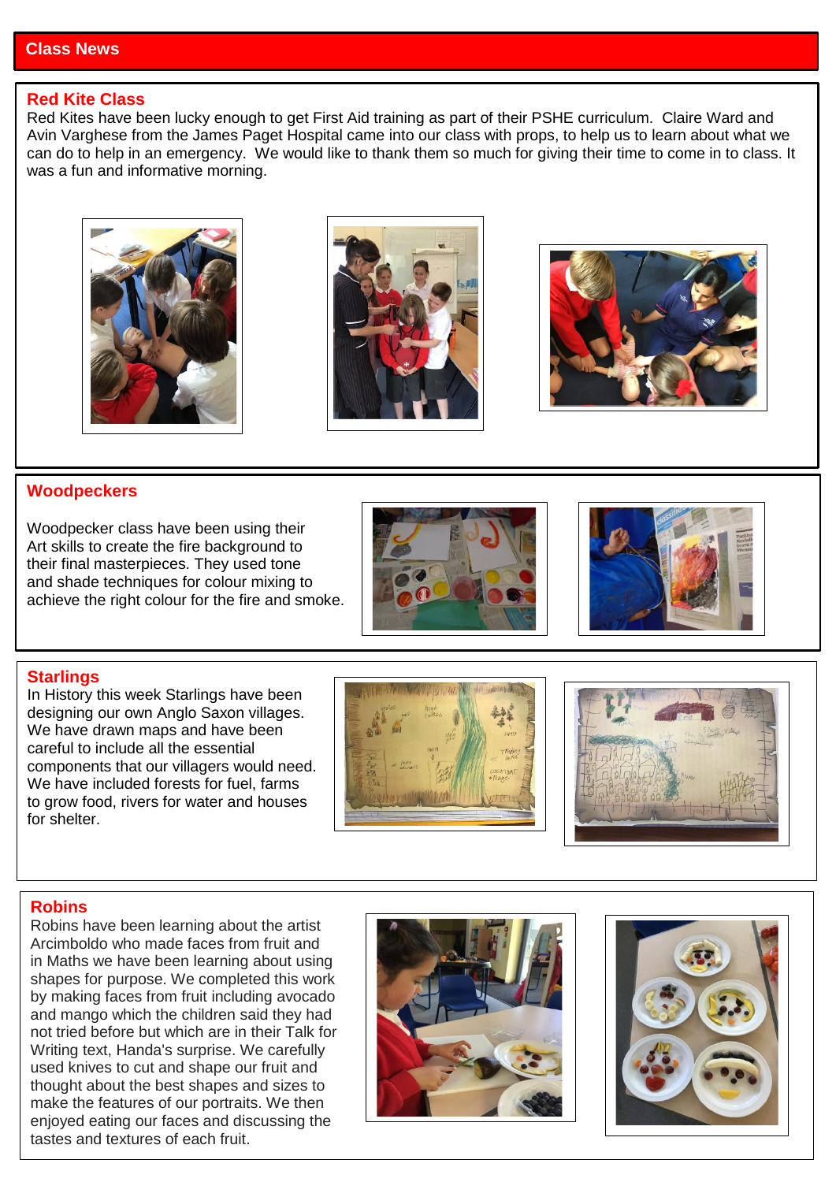# Class News

## Red Kite Class

Red Kites have been lucky enough to get First Aid training as part of their PSHE curriculum. Claire Ward and Avin Varghese from the James Paget Hospital came into our class with props, to help us to learn about what we can do to help in an emergency. We would like to thank them so much for giving their time to come in to class. It was a fun and informative morning.

## Woodpeckers

Woodpecker class have been using their Art skills to create the fire background to their final masterpieces. They used tone and shade techniques for colour mixing to achieve the right colour for the fire and smoke.

## Starlings

In History this week Starlings have been designing our own Anglo Saxon villages. We have drawn maps and have been careful to include all the essential components that our villagers would need. We have included forests for fuel, farms to grow food, rivers for water and houses for shelter.

## Robins

Robins have been learning about the artist Arcimboldo who made faces from fruit and in Maths we have been learning about using shapes for purpose. We completed this work by making faces from fruit including avocado and mango which the children said they had not tried before but which are in their Talk for Writing text, Handa's surprise. We carefully used knives to cut and shape our fruit and thought about the best shapes and sizes to make the features of our portraits. We then enjoyed eating our faces and discussing the tastes and textures of each fruit.